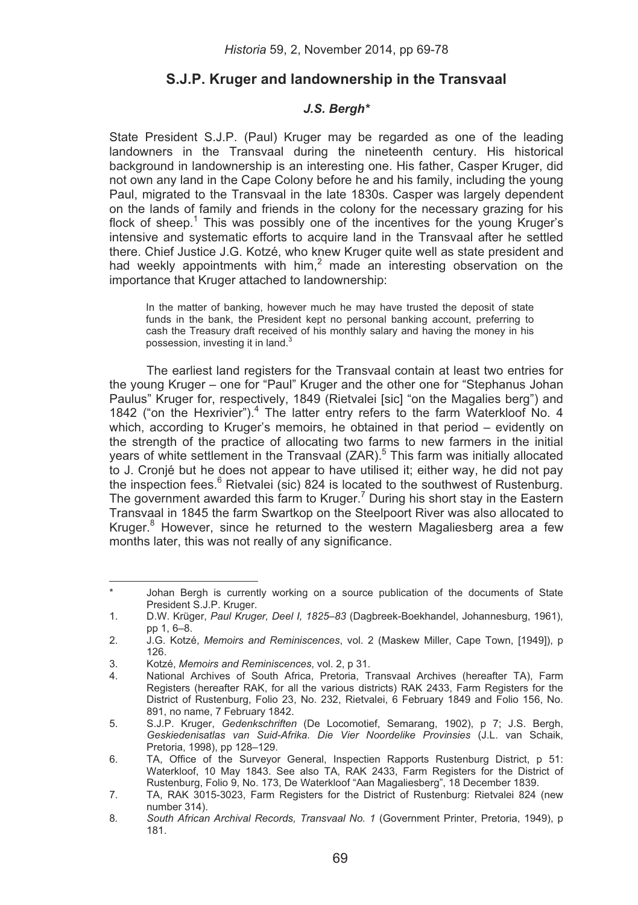# S.J.P. Kruger and landownership in the Transvaal

### *J.S. Bergh\**

State President S.J.P. (Paul) Kruger may be regarded as one of the leading landowners in the Transvaal during the nineteenth century. His historical background in landownership is an interesting one. His father, Casper Kruger, did not own any land in the Cape Colony before he and his family, including the young Paul, migrated to the Transvaal in the late 1830s. Casper was largely dependent on the lands of family and friends in the colony for the necessary grazing for his flock of sheep.[1] This was possibly one of the incentives for the young Kruger's intensive and systematic efforts to acquire land in the Transvaal after he settled there. Chief Justice J.G. Kotzé, who knew Kruger quite well as state president and had weekly appointments with him,[2] made an interesting observation on the importance that Kruger attached to landownership:

> In the matter of banking, however much he may have trusted the deposit of state funds in the bank, the President kept no personal banking account, preferring to cash the Treasury draft received of his monthly salary and having the money in his possession, investing it in land.[3]

The earliest land registers for the Transvaal contain at least two entries for the young Kruger – one for "Paul" Kruger and the other one for "Stephanus Johan Paulus" Kruger for, respectively, 1849 (Rietvalei [sic] "on the Magalies berg") and 1842 ("on the Hexrivier").[4] The latter entry refers to the farm Waterkloof No. 4 which, according to Kruger's memoirs, he obtained in that period – evidently on the strength of the practice of allocating two farms to new farmers in the initial years of white settlement in the Transvaal (ZAR).[5] This farm was initially allocated to J. Cronjé but he does not appear to have utilised it; either way, he did not pay the inspection fees.[6] Rietvalei (sic) 824 is located to the southwest of Rustenburg. The government awarded this farm to Kruger.[7] During his short stay in the Eastern Transvaal in 1845 the farm Swartkop on the Steelpoort River was also allocated to Kruger.[8] However, since he returned to the western Magaliesberg area a few months later, this was not really of any significance.

---

\* Johan Bergh is currently working on a source publication of the documents of State President S.J.P. Kruger.

1. D.W. Krüger, *Paul Kruger, Deel I, 1825–83* (Dagbreek-Boekhandel, Johannesburg, 1961), pp 1, 6–8.
2. J.G. Kotzé, *Memoirs and Reminiscences*, vol. 2 (Maskew Miller, Cape Town, [1949]), p 126.
3. Kotzé, *Memoirs and Reminiscences*, vol. 2, p 31.
4. National Archives of South Africa, Pretoria, Transvaal Archives (hereafter TA), Farm Registers (hereafter RAK, for all the various districts) RAK 2433, Farm Registers for the District of Rustenburg, Folio 23, No. 232, Rietvalei, 6 February 1849 and Folio 156, No. 891, no name, 7 February 1842.
5. S.J.P. Kruger, *Gedenkschriften* (De Locomotief, Semarang, 1902), p 7; J.S. Bergh, *Geskiedenisatlas van Suid-Afrika. Die Vier Noordelike Provinsies* (J.L. van Schaik, Pretoria, 1998), pp 128–129.
6. TA, Office of the Surveyor General, Inspectien Rapports Rustenburg District, p 51: Waterkloof, 10 May 1843. See also TA, RAK 2433, Farm Registers for the District of Rustenburg, Folio 9, No. 173, De Waterkloof "Aan Magaliesberg", 18 December 1839.
7. TA, RAK 3015-3023, Farm Registers for the District of Rustenburg: Rietvalei 824 (new number 314).
8. *South African Archival Records, Transvaal No. 1* (Government Printer, Pretoria, 1949), p 181.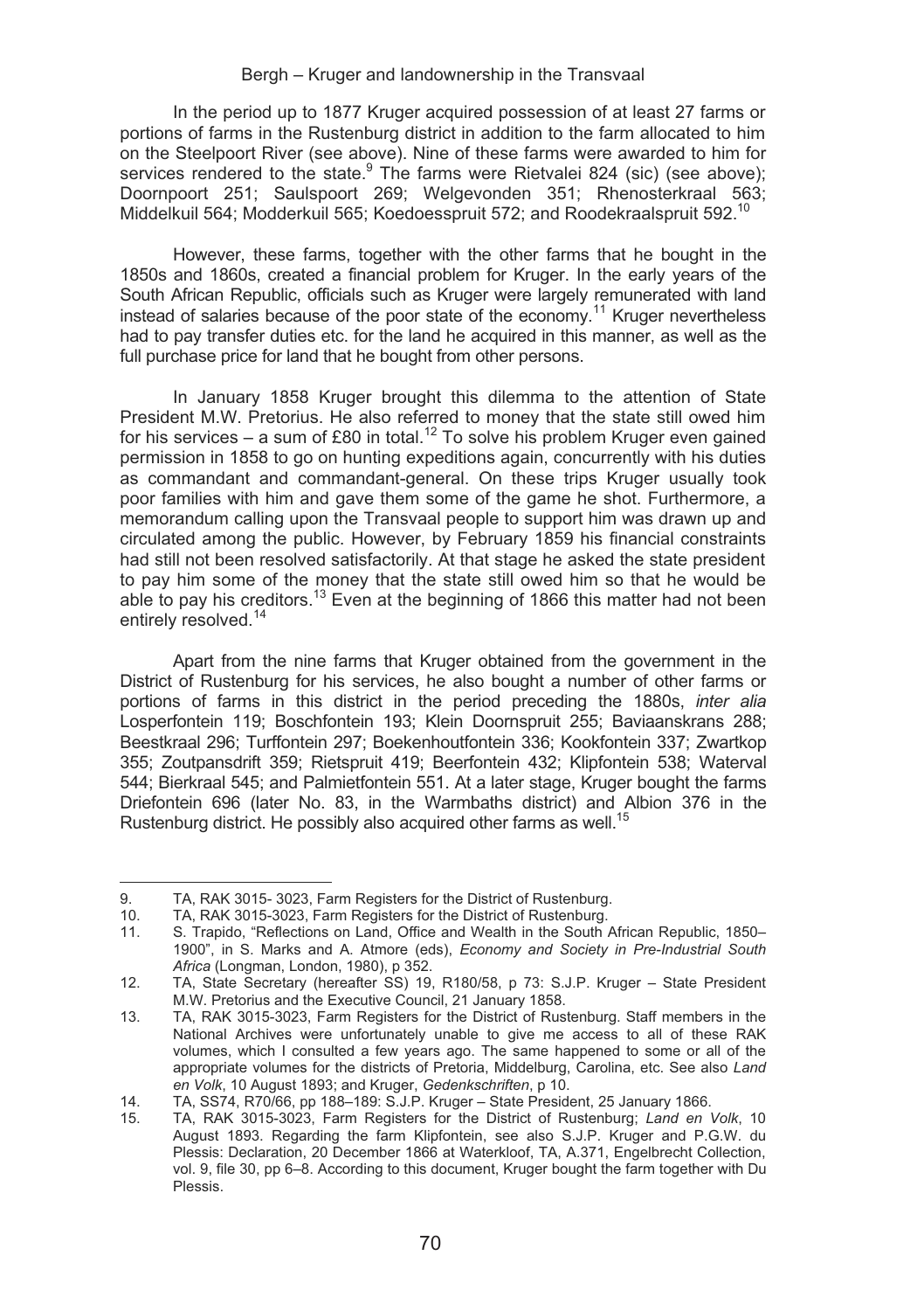In the period up to 1877 Kruger acquired possession of at least 27 farms or portions of farms in the Rustenburg district in addition to the farm allocated to him on the Steelpoort River (see above). Nine of these farms were awarded to him for services rendered to the state.[9] The farms were Rietvalei 824 (sic) (see above); Doornpoort 251; Saulspoort 269; Welgevonden 351; Rhenosterkraal 563; Middelkuil 564; Modderkuil 565; Koedoesspruit 572; and Roodekraalspruit 592.[10]

However, these farms, together with the other farms that he bought in the 1850s and 1860s, created a financial problem for Kruger. In the early years of the South African Republic, officials such as Kruger were largely remunerated with land instead of salaries because of the poor state of the economy.[11] Kruger nevertheless had to pay transfer duties etc. for the land he acquired in this manner, as well as the full purchase price for land that he bought from other persons.

In January 1858 Kruger brought this dilemma to the attention of State President M.W. Pretorius. He also referred to money that the state still owed him for his services – a sum of £80 in total.[12] To solve his problem Kruger even gained permission in 1858 to go on hunting expeditions again, concurrently with his duties as commandant and commandant-general. On these trips Kruger usually took poor families with him and gave them some of the game he shot. Furthermore, a memorandum calling upon the Transvaal people to support him was drawn up and circulated among the public. However, by February 1859 his financial constraints had still not been resolved satisfactorily. At that stage he asked the state president to pay him some of the money that the state still owed him so that he would be able to pay his creditors.[13] Even at the beginning of 1866 this matter had not been entirely resolved.[14]

Apart from the nine farms that Kruger obtained from the government in the District of Rustenburg for his services, he also bought a number of other farms or portions of farms in this district in the period preceding the 1880s, *inter alia* Losperfontein 119; Boschfontein 193; Klein Doornspruit 255; Baviaanskrans 288; Beestkraal 296; Turffontein 297; Boekenhoutfontein 336; Kookfontein 337; Zwartkop 355; Zoutpansdrift 359; Rietspruit 419; Beerfontein 432; Klipfontein 538; Waterval 544; Bierkraal 545; and Palmietfontein 551. At a later stage, Kruger bought the farms Driefontein 696 (later No. 83, in the Warmbaths district) and Albion 376 in the Rustenburg district. He possibly also acquired other farms as well.[15]

---

9. TA, RAK 3015- 3023, Farm Registers for the District of Rustenburg.
10. TA, RAK 3015-3023, Farm Registers for the District of Rustenburg.
11. S. Trapido, "Reflections on Land, Office and Wealth in the South African Republic, 1850–1900", in S. Marks and A. Atmore (eds), *Economy and Society in Pre-Industrial South Africa* (Longman, London, 1980), p 352.
12. TA, State Secretary (hereafter SS) 19, R180/58, p 73: S.J.P. Kruger – State President M.W. Pretorius and the Executive Council, 21 January 1858.
13. TA, RAK 3015-3023, Farm Registers for the District of Rustenburg. Staff members in the National Archives were unfortunately unable to give me access to all of these RAK volumes, which I consulted a few years ago. The same happened to some or all of the appropriate volumes for the districts of Pretoria, Middelburg, Carolina, etc. See also *Land en Volk*, 10 August 1893; and Kruger, *Gedenkschriften*, p 10.
14. TA, SS74, R70/66, pp 188–189: S.J.P. Kruger – State President, 25 January 1866.
15. TA, RAK 3015-3023, Farm Registers for the District of Rustenburg; *Land en Volk*, 10 August 1893. Regarding the farm Klipfontein, see also S.J.P. Kruger and P.G.W. du Plessis: Declaration, 20 December 1866 at Waterkloof, TA, A.371, Engelbrecht Collection, vol. 9, file 30, pp 6–8. According to this document, Kruger bought the farm together with Du Plessis.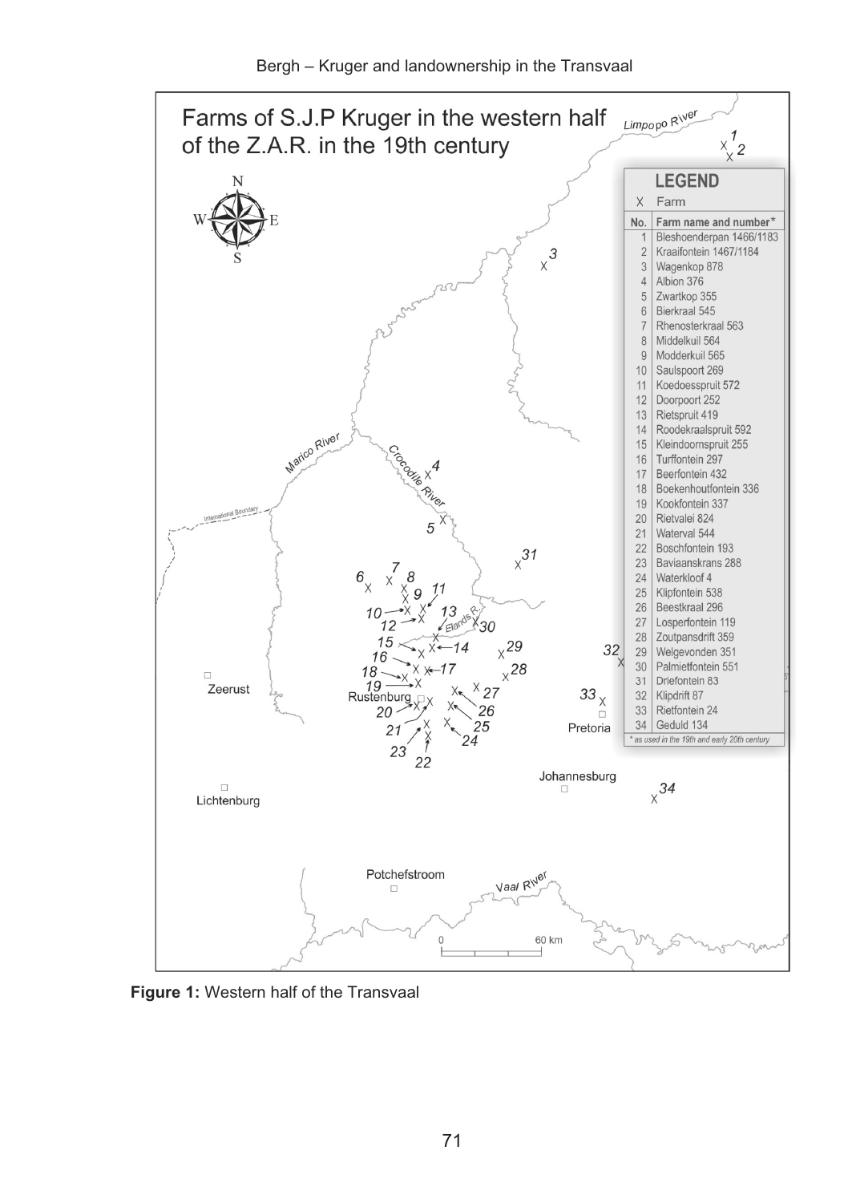**Farms of S.J.P Kruger in the western half of the Z.A.R. in the 19th century**

**LEGEND**

X Farm

| No. | Farm name and number* |
|---|---|
| 1 | Bleshoenderpan 1466/1183 |
| 2 | Kraaifontein 1467/1184 |
| 3 | Wagenkop 878 |
| 4 | Albion 376 |
| 5 | Zwartkop 355 |
| 6 | Bierkraal 545 |
| 7 | Rhenosterkraal 563 |
| 8 | Middelkuil 564 |
| 9 | Modderkuil 565 |
| 10 | Saulspoort 269 |
| 11 | Koedoesspruit 572 |
| 12 | Doorpoort 252 |
| 13 | Rietspruit 419 |
| 14 | Roodekraalspruit 592 |
| 15 | Kleindoornspruit 255 |
| 16 | Turffontein 297 |
| 17 | Beerfontein 432 |
| 18 | Boekenhoutfontein 336 |
| 19 | Kookfontein 337 |
| 20 | Rietvalei 824 |
| 21 | Waterval 544 |
| 22 | Boschfontein 193 |
| 23 | Baviaanskrans 288 |
| 24 | Waterkloof 4 |
| 25 | Klipfontein 538 |
| 26 | Beestkraal 296 |
| 27 | Losperfontein 119 |
| 28 | Zoutpansdrift 359 |
| 29 | Welgevonden 351 |
| 30 | Palmietfontein 551 |
| 31 | Driefontein 83 |
| 32 | Klipdrift 87 |
| 33 | Rietfontein 24 |
| 34 | Geduld 134 |

\* as used in the 19th and early 20th century

**Figure 1:** Western half of the Transvaal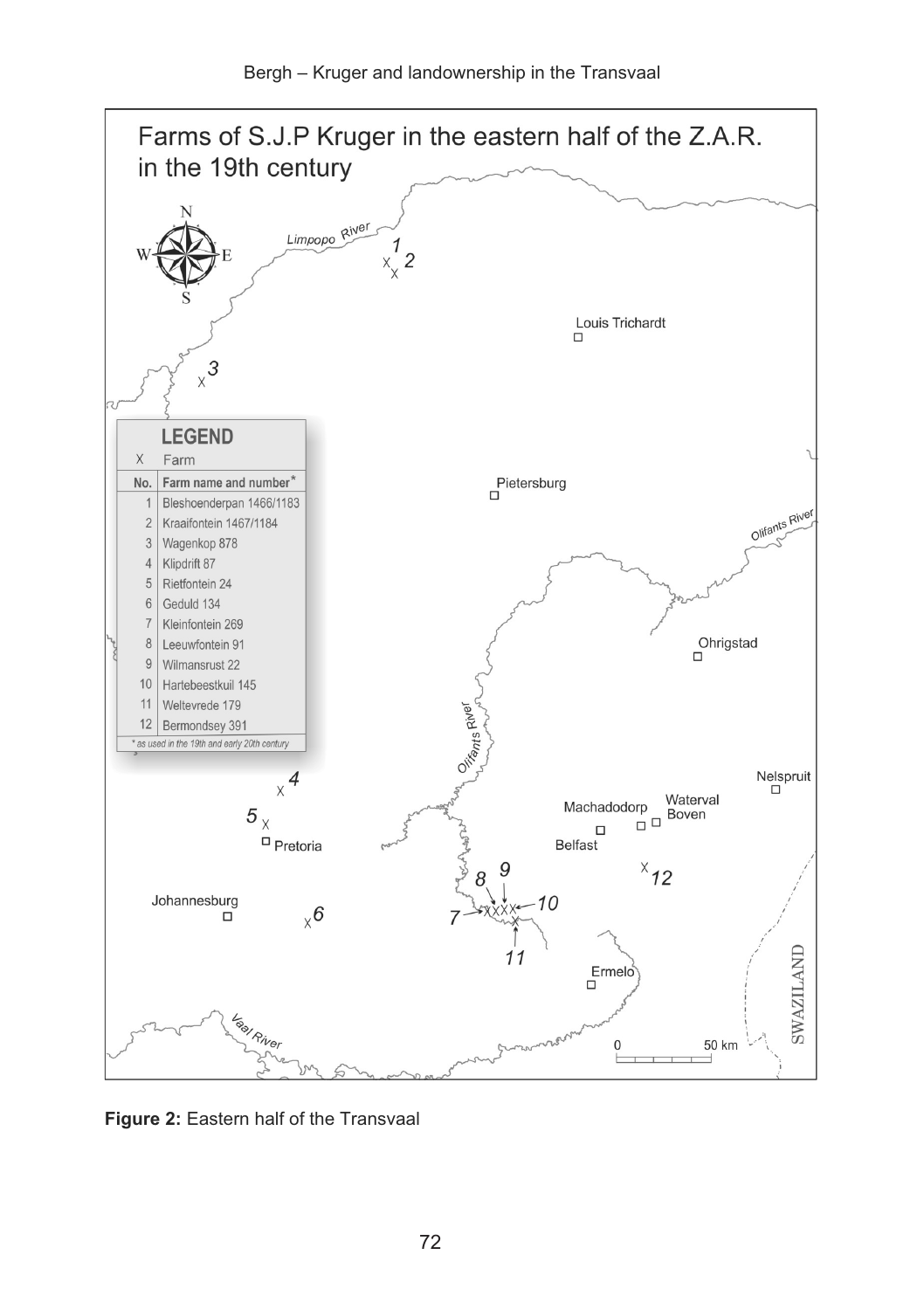# Farms of S.J.P Kruger in the eastern half of the Z.A.R. in the 19th century

**LEGEND**

X Farm

| No. | Farm name and number* |
|---|---|
| 1 | Bleshoenderpan 1466/1183 |
| 2 | Kraaifontein 1467/1184 |
| 3 | Wagenkop 878 |
| 4 | Klipdrift 87 |
| 5 | Rietfontein 24 |
| 6 | Geduld 134 |
| 7 | Kleinfontein 269 |
| 8 | Leeuwfontein 91 |
| 9 | Wilmansrust 22 |
| 10 | Hartebeestkuil 145 |
| 11 | Weltevrede 179 |
| 12 | Bermondsey 391 |

\* as used in the 19th and early 20th century

Limpopo River, Louis Trichardt, Pietersburg, Olifants River, Ohrigstad, Nelspruit, Machadodorp, Waterval Boven, Belfast, Pretoria, Johannesburg, Ermelo, Vaal River, SWAZILAND, 0 50 km

**Figure 2:** Eastern half of the Transvaal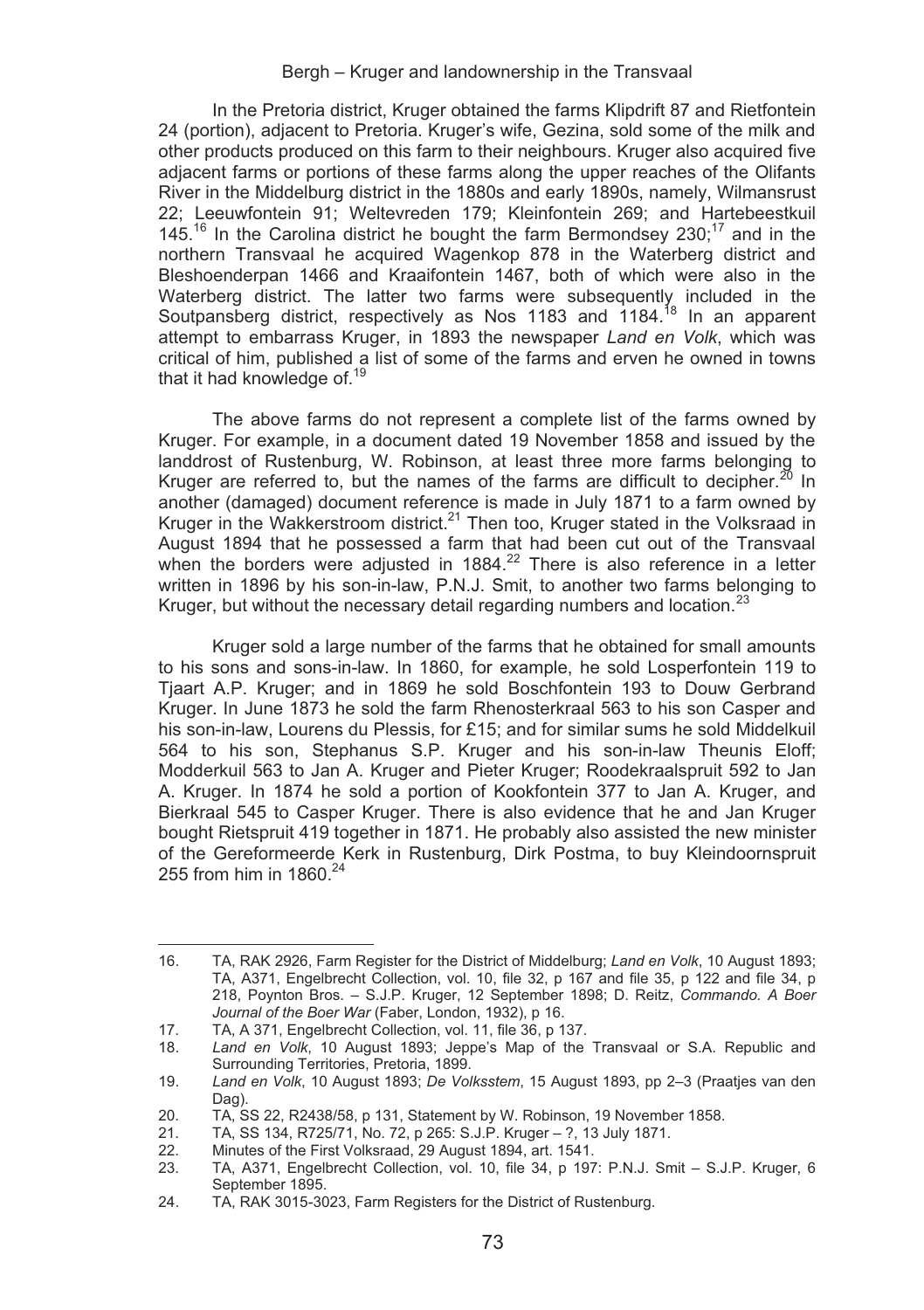In the Pretoria district, Kruger obtained the farms Klipdrift 87 and Rietfontein 24 (portion), adjacent to Pretoria. Kruger's wife, Gezina, sold some of the milk and other products produced on this farm to their neighbours. Kruger also acquired five adjacent farms or portions of these farms along the upper reaches of the Olifants River in the Middelburg district in the 1880s and early 1890s, namely, Wilmansrust 22; Leeuwfontein 91; Weltevreden 179; Kleinfontein 269; and Hartebeestkuil 145.[16] In the Carolina district he bought the farm Bermondsey 230;[17] and in the northern Transvaal he acquired Wagenkop 878 in the Waterberg district and Bleshoenderpan 1466 and Kraaifontein 1467, both of which were also in the Waterberg district. The latter two farms were subsequently included in the Soutpansberg district, respectively as Nos 1183 and 1184.[18] In an apparent attempt to embarrass Kruger, in 1893 the newspaper *Land en Volk*, which was critical of him, published a list of some of the farms and erven he owned in towns that it had knowledge of.[19]

The above farms do not represent a complete list of the farms owned by Kruger. For example, in a document dated 19 November 1858 and issued by the landdrost of Rustenburg, W. Robinson, at least three more farms belonging to Kruger are referred to, but the names of the farms are difficult to decipher.[20] In another (damaged) document reference is made in July 1871 to a farm owned by Kruger in the Wakkerstroom district.[21] Then too, Kruger stated in the Volksraad in August 1894 that he possessed a farm that had been cut out of the Transvaal when the borders were adjusted in 1884.[22] There is also reference in a letter written in 1896 by his son-in-law, P.N.J. Smit, to another two farms belonging to Kruger, but without the necessary detail regarding numbers and location.[23]

Kruger sold a large number of the farms that he obtained for small amounts to his sons and sons-in-law. In 1860, for example, he sold Losperfontein 119 to Tjaart A.P. Kruger; and in 1869 he sold Boschfontein 193 to Douw Gerbrand Kruger. In June 1873 he sold the farm Rhenosterkraal 563 to his son Casper and his son-in-law, Lourens du Plessis, for £15; and for similar sums he sold Middelkuil 564 to his son, Stephanus S.P. Kruger and his son-in-law Theunis Eloff; Modderkuil 563 to Jan A. Kruger and Pieter Kruger; Roodekraalspruit 592 to Jan A. Kruger. In 1874 he sold a portion of Kookfontein 377 to Jan A. Kruger, and Bierkraal 545 to Casper Kruger. There is also evidence that he and Jan Kruger bought Rietspruit 419 together in 1871. He probably also assisted the new minister of the Gereformeerde Kerk in Rustenburg, Dirk Postma, to buy Kleindoornspruit 255 from him in 1860.[24]

---

16. TA, RAK 2926, Farm Register for the District of Middelburg; *Land en Volk*, 10 August 1893; TA, A371, Engelbrecht Collection, vol. 10, file 32, p 167 and file 35, p 122 and file 34, p 218, Poynton Bros. – S.J.P. Kruger, 12 September 1898; D. Reitz, *Commando. A Boer Journal of the Boer War* (Faber, London, 1932), p 16.
17. TA, A 371, Engelbrecht Collection, vol. 11, file 36, p 137.
18. *Land en Volk*, 10 August 1893; Jeppe's Map of the Transvaal or S.A. Republic and Surrounding Territories, Pretoria, 1899.
19. *Land en Volk*, 10 August 1893; *De Volksstem*, 15 August 1893, pp 2–3 (Praatjes van den Dag).
20. TA, SS 22, R2438/58, p 131, Statement by W. Robinson, 19 November 1858.
21. TA, SS 134, R725/71, No. 72, p 265: S.J.P. Kruger – ?, 13 July 1871.
22. Minutes of the First Volksraad, 29 August 1894, art. 1541.
23. TA, A371, Engelbrecht Collection, vol. 10, file 34, p 197: P.N.J. Smit – S.J.P. Kruger, 6 September 1895.
24. TA, RAK 3015-3023, Farm Registers for the District of Rustenburg.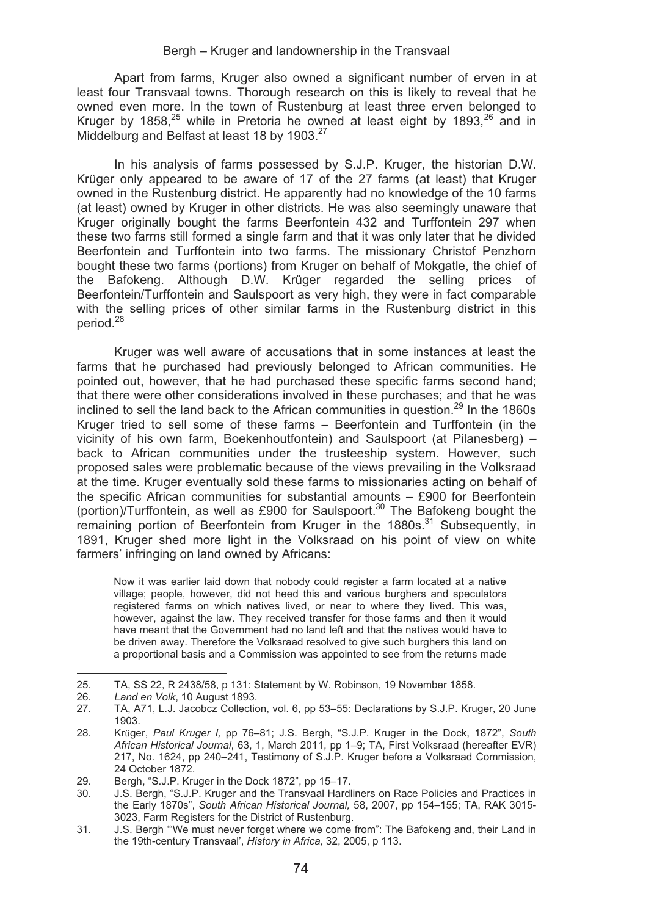Apart from farms, Kruger also owned a significant number of erven in at least four Transvaal towns. Thorough research on this is likely to reveal that he owned even more. In the town of Rustenburg at least three erven belonged to Kruger by 1858,[25] while in Pretoria he owned at least eight by 1893,[26] and in Middelburg and Belfast at least 18 by 1903.[27]

In his analysis of farms possessed by S.J.P. Kruger, the historian D.W. Krüger only appeared to be aware of 17 of the 27 farms (at least) that Kruger owned in the Rustenburg district. He apparently had no knowledge of the 10 farms (at least) owned by Kruger in other districts. He was also seemingly unaware that Kruger originally bought the farms Beerfontein 432 and Turffontein 297 when these two farms still formed a single farm and that it was only later that he divided Beerfontein and Turffontein into two farms. The missionary Christof Penzhorn bought these two farms (portions) from Kruger on behalf of Mokgatle, the chief of the Bafokeng. Although D.W. Krüger regarded the selling prices of Beerfontein/Turffontein and Saulspoort as very high, they were in fact comparable with the selling prices of other similar farms in the Rustenburg district in this period.[28]

Kruger was well aware of accusations that in some instances at least the farms that he purchased had previously belonged to African communities. He pointed out, however, that he had purchased these specific farms second hand; that there were other considerations involved in these purchases; and that he was inclined to sell the land back to the African communities in question.[29] In the 1860s Kruger tried to sell some of these farms – Beerfontein and Turffontein (in the vicinity of his own farm, Boekenhoutfontein) and Saulspoort (at Pilanesberg) – back to African communities under the trusteeship system. However, such proposed sales were problematic because of the views prevailing in the Volksraad at the time. Kruger eventually sold these farms to missionaries acting on behalf of the specific African communities for substantial amounts – £900 for Beerfontein (portion)/Turffontein, as well as £900 for Saulspoort.[30] The Bafokeng bought the remaining portion of Beerfontein from Kruger in the 1880s.[31] Subsequently, in 1891, Kruger shed more light in the Volksraad on his point of view on white farmers' infringing on land owned by Africans:

> Now it was earlier laid down that nobody could register a farm located at a native village; people, however, did not heed this and various burghers and speculators registered farms on which natives lived, or near to where they lived. This was, however, against the law. They received transfer for those farms and then it would have meant that the Government had no land left and that the natives would have to be driven away. Therefore the Volksraad resolved to give such burghers this land on a proportional basis and a Commission was appointed to see from the returns made

---

25. TA, SS 22, R 2438/58, p 131: Statement by W. Robinson, 19 November 1858.
26. *Land en Volk*, 10 August 1893.
27. TA, A71, L.J. Jacobcz Collection, vol. 6, pp 53–55: Declarations by S.J.P. Kruger, 20 June 1903.
28. Krüger, *Paul Kruger I,* pp 76–81; J.S. Bergh, "S.J.P. Kruger in the Dock, 1872", *South African Historical Journal*, 63, 1, March 2011, pp 1–9; TA, First Volksraad (hereafter EVR) 217, No. 1624, pp 240–241, Testimony of S.J.P. Kruger before a Volksraad Commission, 24 October 1872.
29. Bergh, "S.J.P. Kruger in the Dock 1872", pp 15–17.
30. J.S. Bergh, "S.J.P. Kruger and the Transvaal Hardliners on Race Policies and Practices in the Early 1870s", *South African Historical Journal,* 58, 2007, pp 154–155; TA, RAK 3015-3023, Farm Registers for the District of Rustenburg.
31. J.S. Bergh '"We must never forget where we come from": The Bafokeng and, their Land in the 19th-century Transvaal', *History in Africa,* 32, 2005, p 113.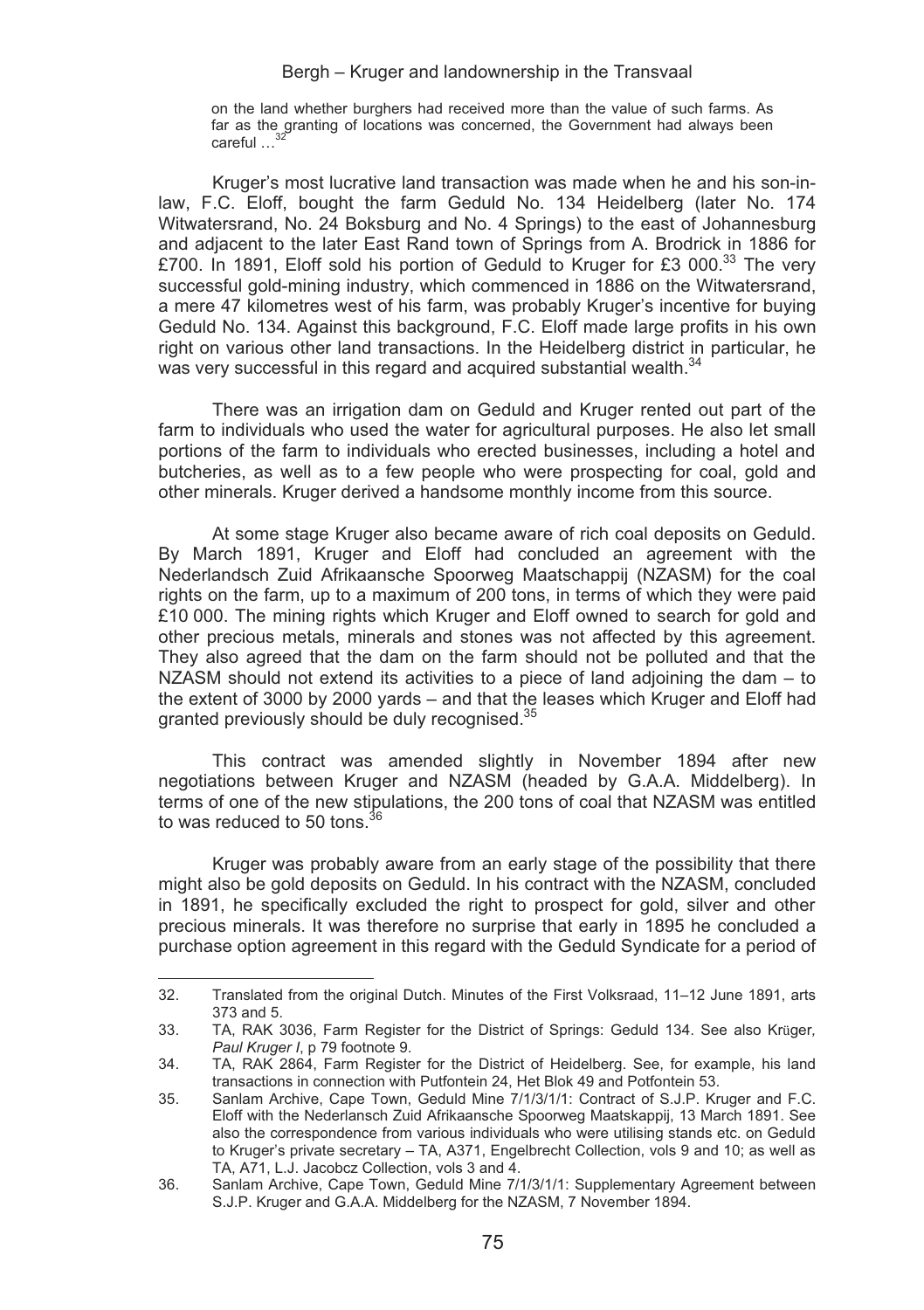on the land whether burghers had received more than the value of such farms. As far as the granting of locations was concerned, the Government had always been careful …[32]

Kruger's most lucrative land transaction was made when he and his son-in-law, F.C. Eloff, bought the farm Geduld No. 134 Heidelberg (later No. 174 Witwatersrand, No. 24 Boksburg and No. 4 Springs) to the east of Johannesburg and adjacent to the later East Rand town of Springs from A. Brodrick in 1886 for £700. In 1891, Eloff sold his portion of Geduld to Kruger for £3 000.[33] The very successful gold-mining industry, which commenced in 1886 on the Witwatersrand, a mere 47 kilometres west of his farm, was probably Kruger's incentive for buying Geduld No. 134. Against this background, F.C. Eloff made large profits in his own right on various other land transactions. In the Heidelberg district in particular, he was very successful in this regard and acquired substantial wealth.[34]

There was an irrigation dam on Geduld and Kruger rented out part of the farm to individuals who used the water for agricultural purposes. He also let small portions of the farm to individuals who erected businesses, including a hotel and butcheries, as well as to a few people who were prospecting for coal, gold and other minerals. Kruger derived a handsome monthly income from this source.

At some stage Kruger also became aware of rich coal deposits on Geduld. By March 1891, Kruger and Eloff had concluded an agreement with the Nederlandsch Zuid Afrikaansche Spoorweg Maatschappij (NZASM) for the coal rights on the farm, up to a maximum of 200 tons, in terms of which they were paid £10 000. The mining rights which Kruger and Eloff owned to search for gold and other precious metals, minerals and stones was not affected by this agreement. They also agreed that the dam on the farm should not be polluted and that the NZASM should not extend its activities to a piece of land adjoining the dam – to the extent of 3000 by 2000 yards – and that the leases which Kruger and Eloff had granted previously should be duly recognised.[35]

This contract was amended slightly in November 1894 after new negotiations between Kruger and NZASM (headed by G.A.A. Middelberg). In terms of one of the new stipulations, the 200 tons of coal that NZASM was entitled to was reduced to 50 tons.[36]

Kruger was probably aware from an early stage of the possibility that there might also be gold deposits on Geduld. In his contract with the NZASM, concluded in 1891, he specifically excluded the right to prospect for gold, silver and other precious minerals. It was therefore no surprise that early in 1895 he concluded a purchase option agreement in this regard with the Geduld Syndicate for a period of

---

32. Translated from the original Dutch. Minutes of the First Volksraad, 11–12 June 1891, arts 373 and 5.
33. TA, RAK 3036, Farm Register for the District of Springs: Geduld 134. See also Krüger, *Paul Kruger I*, p 79 footnote 9.
34. TA, RAK 2864, Farm Register for the District of Heidelberg. See, for example, his land transactions in connection with Putfontein 24, Het Blok 49 and Potfontein 53.
35. Sanlam Archive, Cape Town, Geduld Mine 7/1/3/1/1: Contract of S.J.P. Kruger and F.C. Eloff with the Nederlansch Zuid Afrikaansche Spoorweg Maatskappij, 13 March 1891. See also the correspondence from various individuals who were utilising stands etc. on Geduld to Kruger's private secretary – TA, A371, Engelbrecht Collection, vols 9 and 10; as well as TA, A71, L.J. Jacobcz Collection, vols 3 and 4.
36. Sanlam Archive, Cape Town, Geduld Mine 7/1/3/1/1: Supplementary Agreement between S.J.P. Kruger and G.A.A. Middelberg for the NZASM, 7 November 1894.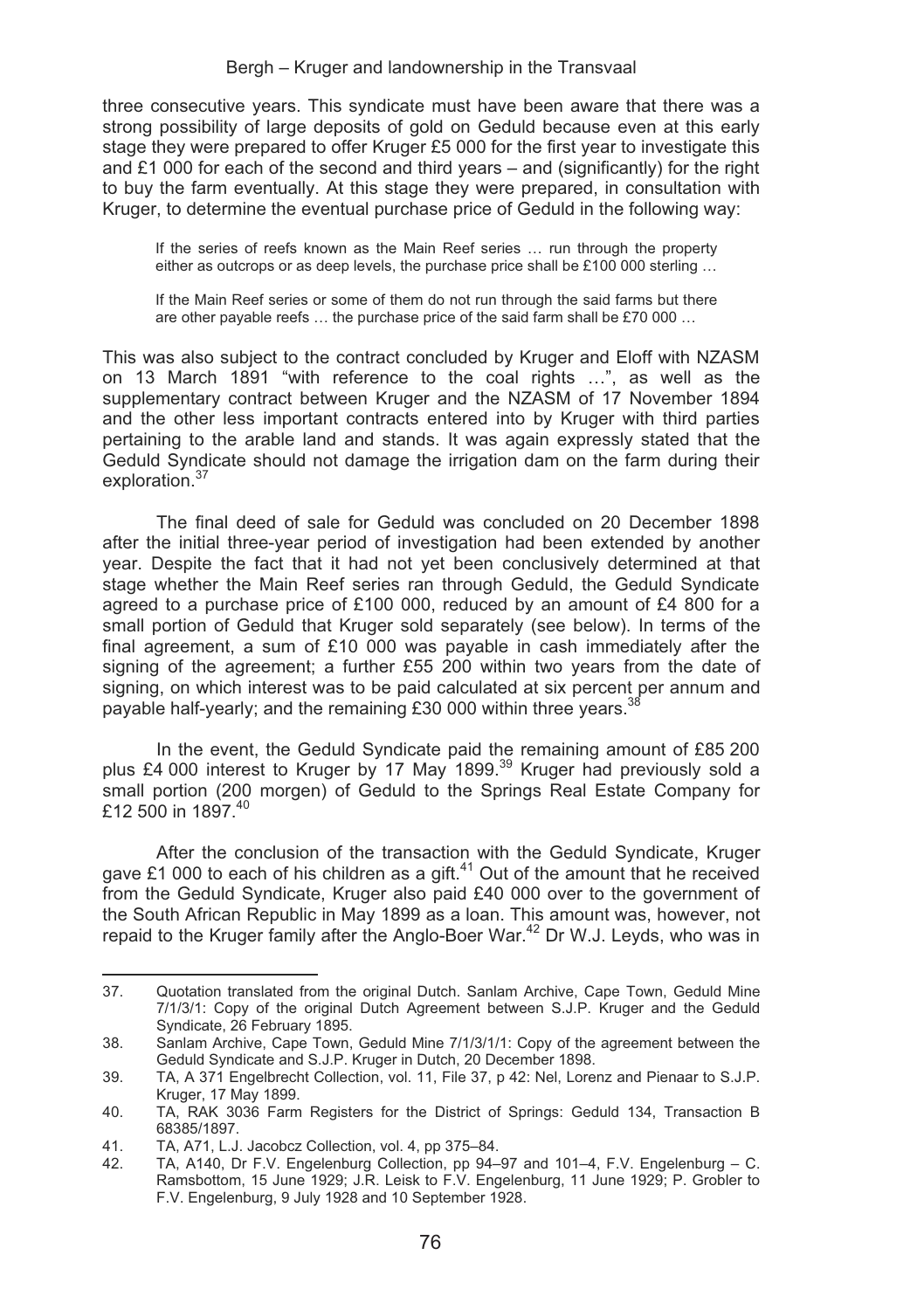three consecutive years. This syndicate must have been aware that there was a strong possibility of large deposits of gold on Geduld because even at this early stage they were prepared to offer Kruger £5 000 for the first year to investigate this and £1 000 for each of the second and third years – and (significantly) for the right to buy the farm eventually. At this stage they were prepared, in consultation with Kruger, to determine the eventual purchase price of Geduld in the following way:

> If the series of reefs known as the Main Reef series … run through the property either as outcrops or as deep levels, the purchase price shall be £100 000 sterling …
>
> If the Main Reef series or some of them do not run through the said farms but there are other payable reefs … the purchase price of the said farm shall be £70 000 …

This was also subject to the contract concluded by Kruger and Eloff with NZASM on 13 March 1891 "with reference to the coal rights …", as well as the supplementary contract between Kruger and the NZASM of 17 November 1894 and the other less important contracts entered into by Kruger with third parties pertaining to the arable land and stands. It was again expressly stated that the Geduld Syndicate should not damage the irrigation dam on the farm during their exploration.[37]

The final deed of sale for Geduld was concluded on 20 December 1898 after the initial three-year period of investigation had been extended by another year. Despite the fact that it had not yet been conclusively determined at that stage whether the Main Reef series ran through Geduld, the Geduld Syndicate agreed to a purchase price of £100 000, reduced by an amount of £4 800 for a small portion of Geduld that Kruger sold separately (see below). In terms of the final agreement, a sum of £10 000 was payable in cash immediately after the signing of the agreement; a further £55 200 within two years from the date of signing, on which interest was to be paid calculated at six percent per annum and payable half-yearly; and the remaining £30 000 within three years.[38]

In the event, the Geduld Syndicate paid the remaining amount of £85 200 plus £4 000 interest to Kruger by 17 May 1899.[39] Kruger had previously sold a small portion (200 morgen) of Geduld to the Springs Real Estate Company for £12 500 in 1897.[40]

After the conclusion of the transaction with the Geduld Syndicate, Kruger gave £1 000 to each of his children as a gift.[41] Out of the amount that he received from the Geduld Syndicate, Kruger also paid £40 000 over to the government of the South African Republic in May 1899 as a loan. This amount was, however, not repaid to the Kruger family after the Anglo-Boer War.[42] Dr W.J. Leyds, who was in

---

37. Quotation translated from the original Dutch. Sanlam Archive, Cape Town, Geduld Mine 7/1/3/1: Copy of the original Dutch Agreement between S.J.P. Kruger and the Geduld Syndicate, 26 February 1895.
38. Sanlam Archive, Cape Town, Geduld Mine 7/1/3/1/1: Copy of the agreement between the Geduld Syndicate and S.J.P. Kruger in Dutch, 20 December 1898.
39. TA, A 371 Engelbrecht Collection, vol. 11, File 37, p 42: Nel, Lorenz and Pienaar to S.J.P. Kruger, 17 May 1899.
40. TA, RAK 3036 Farm Registers for the District of Springs: Geduld 134, Transaction B 68385/1897.
41. TA, A71, L.J. Jacobcz Collection, vol. 4, pp 375–84.
42. TA, A140, Dr F.V. Engelenburg Collection, pp 94–97 and 101–4, F.V. Engelenburg – C. Ramsbottom, 15 June 1929; J.R. Leisk to F.V. Engelenburg, 11 June 1929; P. Grobler to F.V. Engelenburg, 9 July 1928 and 10 September 1928.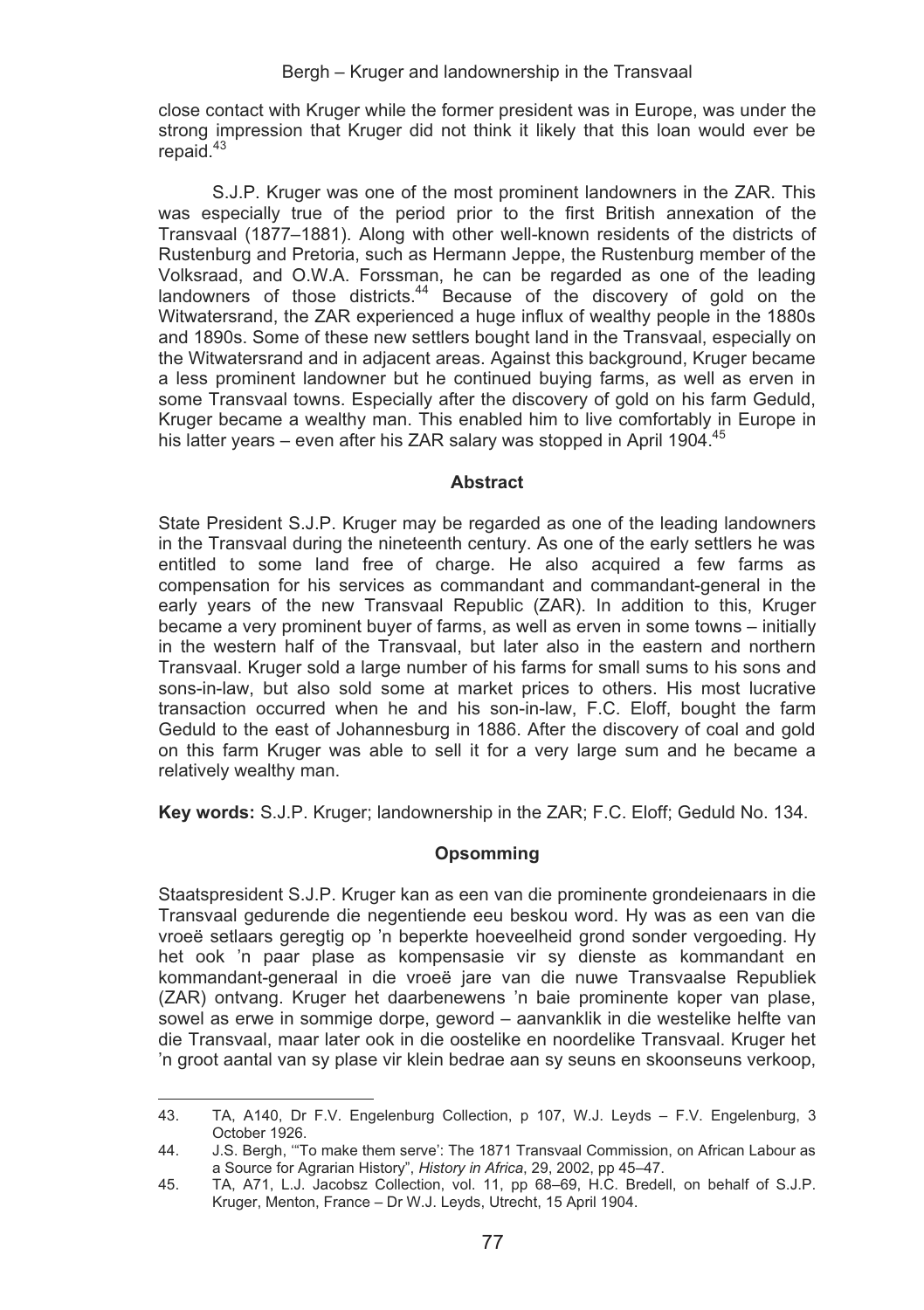close contact with Kruger while the former president was in Europe, was under the strong impression that Kruger did not think it likely that this loan would ever be repaid.[43]

S.J.P. Kruger was one of the most prominent landowners in the ZAR. This was especially true of the period prior to the first British annexation of the Transvaal (1877–1881). Along with other well-known residents of the districts of Rustenburg and Pretoria, such as Hermann Jeppe, the Rustenburg member of the Volksraad, and O.W.A. Forssman, he can be regarded as one of the leading landowners of those districts.[44] Because of the discovery of gold on the Witwatersrand, the ZAR experienced a huge influx of wealthy people in the 1880s and 1890s. Some of these new settlers bought land in the Transvaal, especially on the Witwatersrand and in adjacent areas. Against this background, Kruger became a less prominent landowner but he continued buying farms, as well as erven in some Transvaal towns. Especially after the discovery of gold on his farm Geduld, Kruger became a wealthy man. This enabled him to live comfortably in Europe in his latter years – even after his ZAR salary was stopped in April 1904.[45]

### Abstract

State President S.J.P. Kruger may be regarded as one of the leading landowners in the Transvaal during the nineteenth century. As one of the early settlers he was entitled to some land free of charge. He also acquired a few farms as compensation for his services as commandant and commandant-general in the early years of the new Transvaal Republic (ZAR). In addition to this, Kruger became a very prominent buyer of farms, as well as erven in some towns – initially in the western half of the Transvaal, but later also in the eastern and northern Transvaal. Kruger sold a large number of his farms for small sums to his sons and sons-in-law, but also sold some at market prices to others. His most lucrative transaction occurred when he and his son-in-law, F.C. Eloff, bought the farm Geduld to the east of Johannesburg in 1886. After the discovery of coal and gold on this farm Kruger was able to sell it for a very large sum and he became a relatively wealthy man.

**Key words:** S.J.P. Kruger; landownership in the ZAR; F.C. Eloff; Geduld No. 134.

### Opsomming

Staatspresident S.J.P. Kruger kan as een van die prominente grondeienaars in die Transvaal gedurende die negentiende eeu beskou word. Hy was as een van die vroeë setlaars geregtig op 'n beperkte hoeveelheid grond sonder vergoeding. Hy het ook 'n paar plase as kompensasie vir sy dienste as kommandant en kommandant-generaal in die vroeë jare van die nuwe Transvaalse Republiek (ZAR) ontvang. Kruger het daarbenewens 'n baie prominente koper van plase, sowel as erwe in sommige dorpe, geword – aanvanklik in die westelike helfte van die Transvaal, maar later ook in die oostelike en noordelike Transvaal. Kruger het 'n groot aantal van sy plase vir klein bedrae aan sy seuns en skoonseuns verkoop,

---

43. TA, A140, Dr F.V. Engelenburg Collection, p 107, W.J. Leyds – F.V. Engelenburg, 3 October 1926.

44. J.S. Bergh, "'To make them serve': The 1871 Transvaal Commission, on African Labour as a Source for Agrarian History", *History in Africa*, 29, 2002, pp 45–47.

45. TA, A71, L.J. Jacobsz Collection, vol. 11, pp 68–69, H.C. Bredell, on behalf of S.J.P. Kruger, Menton, France – Dr W.J. Leyds, Utrecht, 15 April 1904.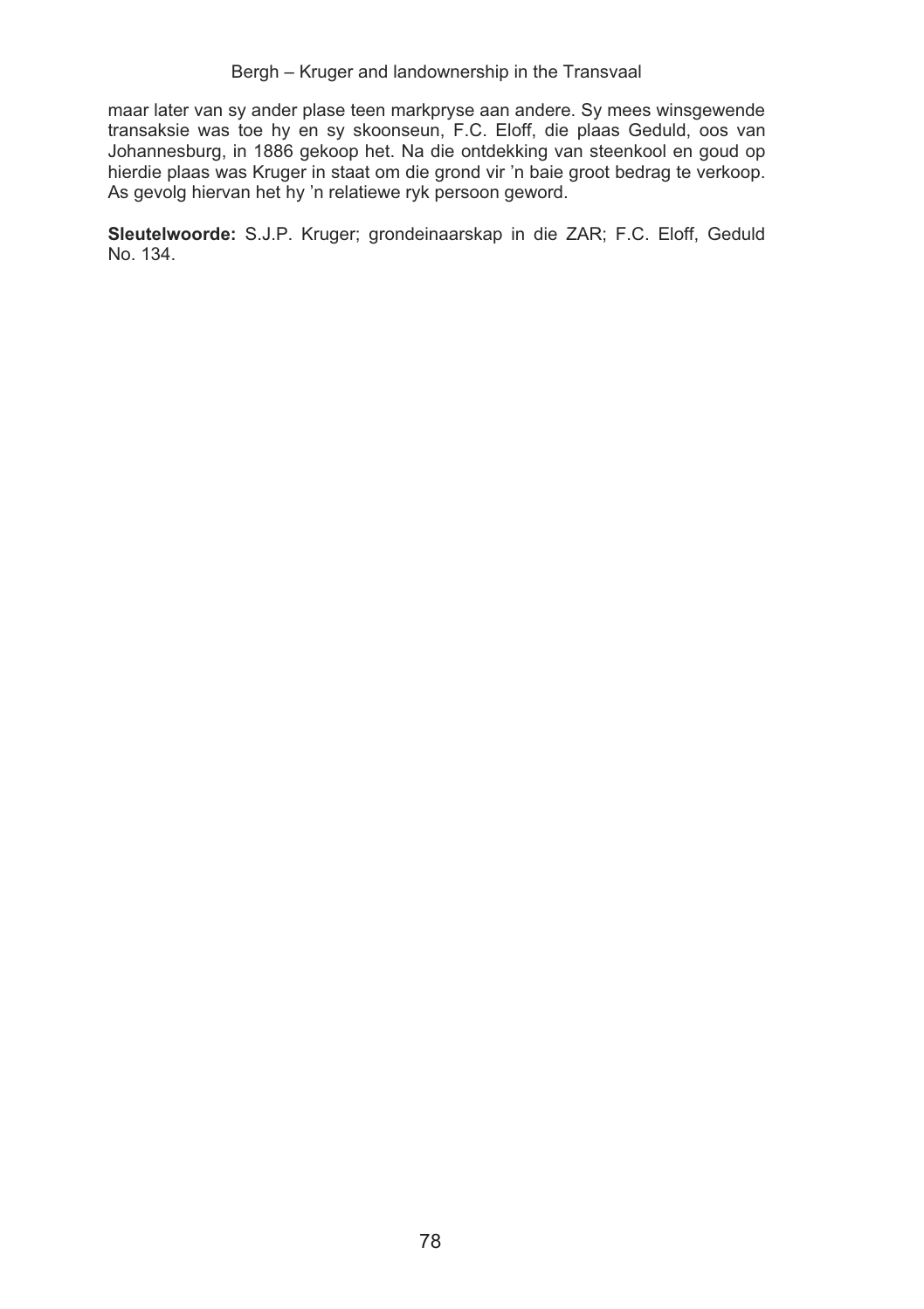maar later van sy ander plase teen markpryse aan andere. Sy mees winsgewende transaksie was toe hy en sy skoonseun, F.C. Eloff, die plaas Geduld, oos van Johannesburg, in 1886 gekoop het. Na die ontdekking van steenkool en goud op hierdie plaas was Kruger in staat om die grond vir 'n baie groot bedrag te verkoop. As gevolg hiervan het hy 'n relatiewe ryk persoon geword.

**Sleutelwoorde:** S.J.P. Kruger; grondeinaarskap in die ZAR; F.C. Eloff, Geduld No. 134.